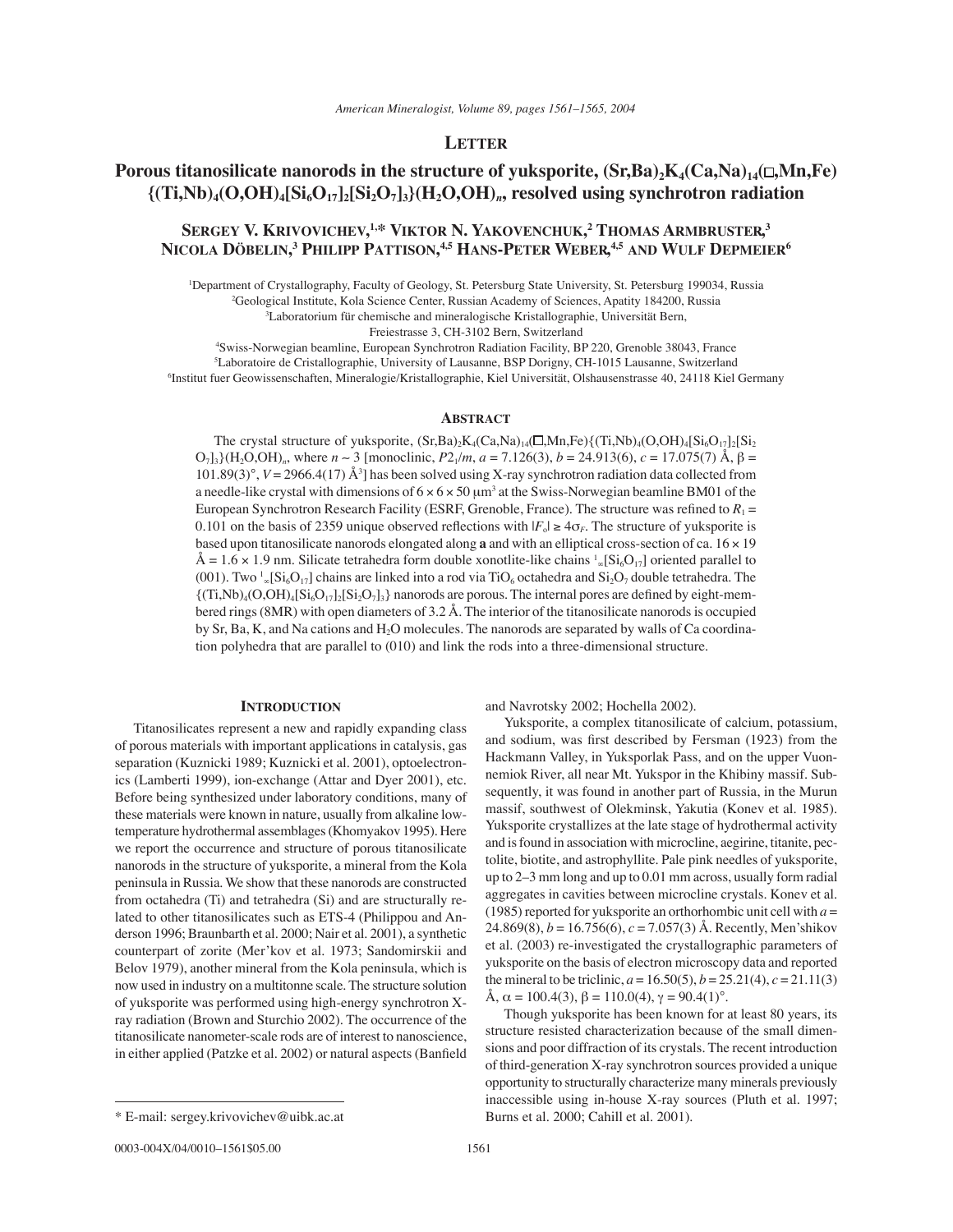## Letter

# Porous titanosilicate nanorods in the structure of yuksporite, $(Sr,Ba)_2K_4(Ca,Na)_{14}(\square,Mn,Fe)\{(Ti,Nb)_4(O,OH)_4[Si_6O_{17}]_2[Si_2O_7]_3\}(H_2O,OH)_n$, resolved using synchrotron radiation

**Sergey V. Krivovichev,[1,*] Viktor N. Yakovenchuk,[2] Thomas Armbruster,[3] Nicola Döbelin,[3] Philipp Pattison,[4,5] Hans-Peter Weber,[4,5] and Wulf Depmeier[6]**

[1]Department of Crystallography, Faculty of Geology, St. Petersburg State University, St. Petersburg 199034, Russia
[2]Geological Institute, Kola Science Center, Russian Academy of Sciences, Apatity 184200, Russia
[3]Laboratorium für chemische and mineralogische Kristallographie, Universität Bern, Freiestrasse 3, CH-3102 Bern, Switzerland
[4]Swiss-Norwegian beamline, European Synchrotron Radiation Facility, BP 220, Grenoble 38043, France
[5]Laboratoire de Cristallographie, University of Lausanne, BSP Dorigny, CH-1015 Lausanne, Switzerland
[6]Institut fuer Geowissenschaften, Mineralogie/Kristallographie, Kiel Universität, Olshausenstrasse 40, 24118 Kiel Germany

## Abstract

The crystal structure of yuksporite, $(Sr,Ba)_2K_4(Ca,Na)_{14}(\square,Mn,Fe)\{(Ti,Nb)_4(O,OH)_4[Si_6O_{17}]_2[Si_2O_7]_3\}(H_2O,OH)_n$, where $n \sim 3$ [monoclinic, $P2_1/m$, $a$ = 7.126(3), $b$ = 24.913(6), $c$ = 17.075(7) Å, $\beta$ = 101.89(3)°, $V$ = 2966.4(17) Å$^3$] has been solved using X-ray synchrotron radiation data collected from a needle-like crystal with dimensions of 6 × 6 × 50 μm$^3$ at the Swiss-Norwegian beamline BM01 of the European Synchrotron Research Facility (ESRF, Grenoble, France). The structure was refined to $R_1$ = 0.101 on the basis of 2359 unique observed reflections with $|F_o| \geq 4\sigma_F$. The structure of yuksporite is based upon titanosilicate nanorods elongated along **a** and with an elliptical cross-section of ca. 16 × 19 Å = 1.6 × 1.9 nm. Silicate tetrahedra form double xonotlite-like chains $^1_\infty[Si_6O_{17}]$ oriented parallel to (001). Two $^1_\infty[Si_6O_{17}]$ chains are linked into a rod via $TiO_6$ octahedra and $Si_2O_7$ double tetrahedra. The $\{(Ti,Nb)_4(O,OH)_4[Si_6O_{17}]_2[Si_2O_7]_3\}$ nanorods are porous. The internal pores are defined by eight-membered rings (8MR) with open diameters of 3.2 Å. The interior of the titanosilicate nanorods is occupied by Sr, Ba, K, and Na cations and $H_2O$ molecules. The nanorods are separated by walls of Ca coordination polyhedra that are parallel to (010) and link the rods into a three-dimensional structure.

## Introduction

Titanosilicates represent a new and rapidly expanding class of porous materials with important applications in catalysis, gas separation (Kuznicki 1989; Kuznicki et al. 2001), optoelectronics (Lamberti 1999), ion-exchange (Attar and Dyer 2001), etc. Before being synthesized under laboratory conditions, many of these materials were known in nature, usually from alkaline low-temperature hydrothermal assemblages (Khomyakov 1995). Here we report the occurrence and structure of porous titanosilicate nanorods in the structure of yuksporite, a mineral from the Kola peninsula in Russia. We show that these nanorods are constructed from octahedra (Ti) and tetrahedra (Si) and are structurally related to other titanosilicates such as ETS-4 (Philippou and Anderson 1996; Braunbarth et al. 2000; Nair et al. 2001), a synthetic counterpart of zorite (Mer'kov et al. 1973; Sandomirskii and Belov 1979), another mineral from the Kola peninsula, which is now used in industry on a multitonne scale. The structure solution of yuksporite was performed using high-energy synchrotron X-ray radiation (Brown and Sturchio 2002). The occurrence of the titanosilicate nanometer-scale rods are of interest to nanoscience, in either applied (Patzke et al. 2002) or natural aspects (Banfield and Navrotsky 2002; Hochella 2002).

Yuksporite, a complex titanosilicate of calcium, potassium, and sodium, was first described by Fersman (1923) from the Hackmann Valley, in Yuksporlak Pass, and on the upper Vuonnemiok River, all near Mt. Yukspor in the Khibiny massif. Subsequently, it was found in another part of Russia, in the Murun massif, southwest of Olekminsk, Yakutia (Konev et al. 1985). Yuksporite crystallizes at the late stage of hydrothermal activity and is found in association with microcline, aegirine, titanite, pectolite, biotite, and astrophyllite. Pale pink needles of yuksporite, up to 2–3 mm long and up to 0.01 mm across, usually form radial aggregates in cavities between microcline crystals. Konev et al. (1985) reported for yuksporite an orthorhombic unit cell with $a$ = 24.869(8), $b$ = 16.756(6), $c$ = 7.057(3) Å. Recently, Men'shikov et al. (2003) re-investigated the crystallographic parameters of yuksporite on the basis of electron microscopy data and reported the mineral to be triclinic, $a$ = 16.50(5), $b$ = 25.21(4), $c$ = 21.11(3) Å, $\alpha$ = 100.4(3), $\beta$ = 110.0(4), $\gamma$ = 90.4(1)°.

Though yuksporite has been known for at least 80 years, its structure resisted characterization because of the small dimensions and poor diffraction of its crystals. The recent introduction of third-generation X-ray synchrotron sources provided a unique opportunity to structurally characterize many minerals previously inaccessible using in-house X-ray sources (Pluth et al. 1997; Burns et al. 2000; Cahill et al. 2001).

\* E-mail: sergey.krivovichev@uibk.ac.at

0003-004X/04/0010–1561$05.00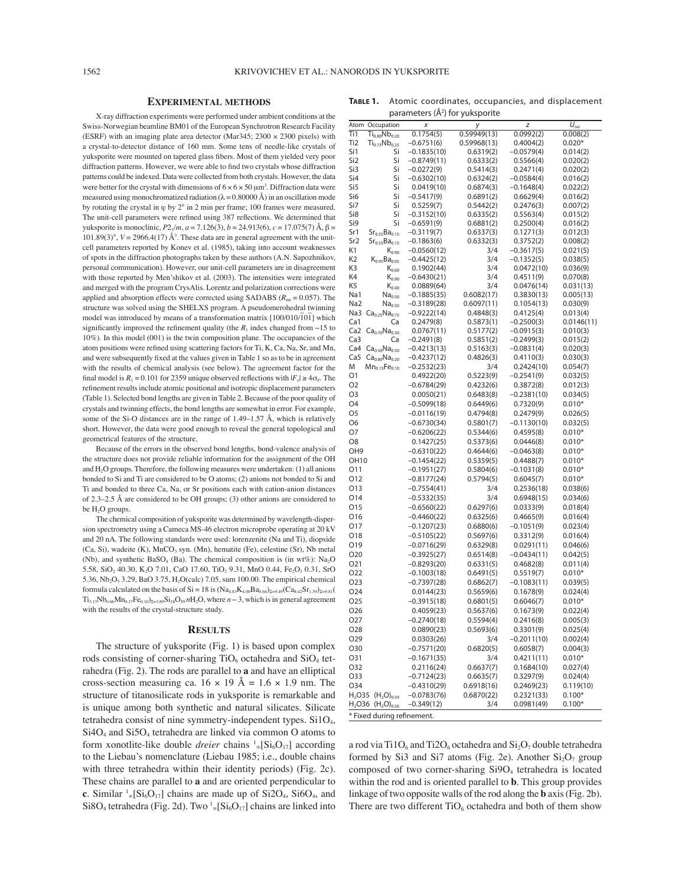## EXPERIMENTAL METHODS

X-ray diffraction experiments were performed under ambient conditions at the Swiss-Norwegian beamline BM01 of the European Synchrotron Research Facility (ESRF) with an imaging plate area detector (Mar345; 2300 × 2300 pixels) with a crystal-to-detector distance of 160 mm. Some tens of needle-like crystals of yuksporite were mounted on tapered glass fibers. Most of them yielded very poor diffraction patterns. However, we were able to find two crystals whose diffraction patterns could be indexed. Data were collected from both crystals. However, the data were better for the crystal with dimensions of 6 × 6 × 50 μm$^3$. Diffraction data were measured using monochromatized radiation (λ = 0.80000 Å) in an oscillation mode by rotating the crystal in φ by 2° in 2 min per frame; 100 frames were measured. The unit-cell parameters were refined using 387 reflections. We determined that yuksporite is monoclinic, $P2_1/m$, $a$ = 7.126(3), $b$ = 24.913(6), $c$ = 17.075(7) Å, β = 101.89(3)°, $V$ = 2966.4(17) Å$^3$. These data are in general agreement with the unit-cell parameters reported by Konev et al. (1985), taking into account weaknesses of spots in the diffraction photographs taken by these authors (A.N. Sapozhnikov, personal communication). However, our unit-cell parameters are in disagreement with those reported by Men'shikov et al. (2003). The intensities were integrated and merged with the program CrysAlis. Lorentz and polarization corrections were applied and absorption effects were corrected using SADABS ($R_{int}$ = 0.057). The structure was solved using the SHELXS program. A pseudomerohedral twinning model was introduced by means of a transformation matrix [100/010/$\bar{1}$0$\bar{1}$] which significantly improved the refinement quality (the $R_1$ index changed from ~15 to 10%). In this model (001) is the twin composition plane. The occupancies of the atom positions were refined using scattering factors for Ti, K, Ca, Na, Sr, and Mn, and were subsequently fixed at the values given in Table 1 so as to be in agreement with the results of chemical analysis (see below). The agreement factor for the final model is $R_1$ = 0.101 for 2359 unique observed reflections with $|F_o| \geq 4\sigma_F$. The refinement results include atomic positional and isotropic displacement parameters (Table 1). Selected bond lengths are given in Table 2. Because of the poor quality of crystals and twinning effects, the bond lengths are somewhat in error. For example, some of the Si-O distances are in the range of 1.49–1.57 Å, which is relatively short. However, the data were good enough to reveal the general topological and geometrical features of the structure.

Because of the errors in the observed bond lengths, bond-valence analysis of the structure does not provide reliable information for the assignment of the OH and $H_2O$ groups. Therefore, the following measures were undertaken: (1) all anions bonded to Si and Ti are considered to be O atoms; (2) anions not bonded to Si and Ti and bonded to three Ca, Na, or Sr positions each with cation-anion distances of 2.3–2.5 Å are considered to be OH groups; (3) other anions are considered to be $H_2O$ groups.

The chemical composition of yuksporite was determined by wavelength-dispersion spectrometry using a Cameca MS-46 electron microprobe operating at 20 kV and 20 nA. The following standards were used: lorenzenite (Na and Ti), diopside (Ca, Si), wadeite (K), $MnCO_3$ syn. (Mn), hematite (Fe), celestine (Sr), Nb metal (Nb), and synthetic $BaSO_4$ (Ba). The chemical composition is (in wt%): $Na_2O$ 5.58, $SiO_2$ 40.30, $K_2O$ 7.01, CaO 17.60, $TiO_2$ 9.31, MnO 0.44, $Fe_2O_3$ 0.31, SrO 5.36, $Nb_2O_5$ 3.29, BaO 3.75, $H_2O$(calc) 7.05, sum 100.00. The empirical chemical formula calculated on the basis of Si = 18 is $(Na_{4.83}K_{4.00}Ba_{0.66})_{\Sigma=9.49}(Ca_{8.42}Sr_{1.39})_{\Sigma=9.81}(Ti_{3.13}Nb_{0.66}Mn_{0.17}Fe_{0.10})_{\Sigma=3.89}Si_{18}O_{59}\,n H_2O$, where $n \sim 3$, which is in general agreement with the results of the crystal-structure study.

## RESULTS

The structure of yuksporite (Fig. 1) is based upon complex rods consisting of corner-sharing $TiO_6$ octahedra and $SiO_4$ tetrahedra (Fig. 2). The rods are parallel to **a** and have an elliptical cross-section measuring ca. 16 × 19 Å = 1.6 × 1.9 nm. The structure of titanosilicate rods in yuksporite is remarkable and is unique among both synthetic and natural silicates. Silicate tetrahedra consist of nine symmetry-independent types. $Si1O_4$, $Si4O_4$ and $Si5O_4$ tetrahedra are linked via common O atoms to form xonotlite-like double *dreier* chains $^1_\infty[Si_6O_{17}]$ according to the Liebau's nomenclature (Liebau 1985; i.e., double chains with three tetrahedra within their identity periods) (Fig. 2c). These chains are parallel to **a** and are oriented perpendicular to **c**. Similar $^1_\infty[Si_6O_{17}]$ chains are made up of $Si2O_4$, $Si6O_4$, and $Si8O_4$ tetrahedra (Fig. 2d). Two $^1_\infty[Si_6O_{17}]$ chains are linked into a rod via $Ti1O_6$ and $Ti2O_6$ octahedra and $Si_2O_7$ double tetrahedra formed by Si3 and Si7 atoms (Fig. 2e). Another $Si_2O_7$ group composed of two corner-sharing $Si9O_4$ tetrahedra is located within the rod and is oriented parallel to **b**. This group provides linkage of two opposite walls of the rod along the **b** axis (Fig. 2b). There are two different $TiO_6$ octahedra and both of them show

**TABLE 1.** Atomic coordinates, occupancies, and displacement parameters (Å$^2$) for yuksporite

| Atom | Occupation | $x$ | $y$ | $z$ | $U_{iso}$ |
|---|---|---|---|---|---|
| Ti1 | $Ti_{0.80}Nb_{0.20}$ | 0.1754(5) | 0.59949(13) | 0.0992(2) | 0.008(2) |
| Ti2 | $Ti_{0.75}Nb_{0.25}$ | −0.6751(6) | 0.59968(13) | 0.4004(2) | 0.020* |
| Si1 | Si | −0.1835(10) | 0.6319(2) | −0.0579(4) | 0.014(2) |
| Si2 | Si | −0.8749(11) | 0.6333(2) | 0.5566(4) | 0.020(2) |
| Si3 | Si | −0.0272(9) | 0.5414(3) | 0.2471(4) | 0.020(2) |
| Si4 | Si | −0.6302(10) | 0.6324(2) | −0.0584(4) | 0.016(2) |
| Si5 | Si | 0.0419(10) | 0.6874(3) | −0.1648(4) | 0.022(2) |
| Si6 | Si | −0.5417(9) | 0.6891(2) | 0.6629(4) | 0.016(2) |
| Si7 | Si | 0.5259(7) | 0.5442(2) | 0.2476(3) | 0.007(2) |
| Si8 | Si | −0.3152(10) | 0.6335(2) | 0.5563(4) | 0.015(2) |
| Si9 | Si | −0.6591(9) | 0.6881(2) | 0.2500(4) | 0.016(2) |
| Sr1 | $Sr_{0.85}Ba_{0.15}$ | −0.3119(7) | 0.6337(3) | 0.1271(3) | 0.012(3) |
| Sr2 | $Sr_{0.85}Ba_{0.15}$ | −0.1863(6) | 0.6332(3) | 0.3752(2) | 0.008(2) |
| K1 | $K_{0.90}$ | −0.0560(12) | 3/4 | −0.3617(5) | 0.021(5) |
| K2 | $K_{0.95}Ba_{0.05}$ | −0.4425(12) | 3/4 | −0.1352(5) | 0.038(5) |
| K3 | $K_{0.60}$ | 0.1902(44) | 3/4 | 0.0472(10) | 0.036(9) |
| K4 | $K_{0.90}$ | −0.6430(21) | 3/4 | 0.4511(9) | 0.070(8) |
| K5 | $K_{0.40}$ | 0.0889(64) | 3/4 | 0.0476(14) | 0.031(13) |
| Na1 | $Na_{0.50}$ | −0.1885(35) | 0.6082(17) | 0.3830(13) | 0.005(13) |
| Na2 | $Na_{0.50}$ | −0.3189(28) | 0.6097(11) | 0.1054(13) | 0.030(9) |
| Na3 | $Ca_{0.25}Na_{0.75}$ | −0.9222(14) | 0.4848(3) | 0.4125(4) | 0.013(4) |
| Ca1 | Ca | 0.2479(8) | 0.5873(1) | −0.2500(3) | 0.0146(11) |
| Ca2 | $Ca_{0.70}Na_{0.30}$ | 0.0767(11) | 0.5177(2) | −0.0915(3) | 0.010(3) |
| Ca3 | Ca | −0.2491(8) | 0.5851(2) | −0.2499(3) | 0.015(2) |
| Ca4 | $Ca_{0.50}Na_{0.50}$ | −0.4213(13) | 0.5163(3) | −0.0831(4) | 0.020(3) |
| Ca5 | $Ca_{0.80}Na_{0.20}$ | −0.4237(12) | 0.4826(3) | 0.4110(3) | 0.030(3) |
| M | $Mn_{0.15}Fe_{0.10}$ | −0.2532(23) | 3/4 | 0.2424(10) | 0.054(7) |
| O1 | | 0.4922(20) | 0.5223(9) | −0.2541(9) | 0.032(5) |
| O2 | | −0.6784(29) | 0.4232(6) | 0.3872(8) | 0.012(3) |
| O3 | | 0.0050(21) | 0.6483(8) | −0.2381(10) | 0.034(5) |
| O4 | | −0.5099(18) | 0.6449(6) | 0.7320(9) | 0.010* |
| O5 | | −0.0116(19) | 0.4794(8) | 0.2479(9) | 0.026(5) |
| O6 | | −0.6730(34) | 0.5801(7) | −0.1130(10) | 0.032(5) |
| O7 | | −0.6206(22) | 0.5344(6) | 0.4595(8) | 0.010* |
| O8 | | 0.1427(25) | 0.5373(6) | 0.0446(8) | 0.010* |
| OH9 | | −0.6310(22) | 0.4644(6) | −0.0463(8) | 0.010* |
| OH10 | | −0.1454(22) | 0.5359(5) | 0.4488(7) | 0.010* |
| O11 | | −0.1951(27) | 0.5804(6) | −0.1031(8) | 0.010* |
| O12 | | −0.8177(24) | 0.5794(5) | 0.6045(7) | 0.010* |
| O13 | | −0.7554(41) | 3/4 | 0.2536(18) | 0.038(6) |
| O14 | | −0.5332(35) | 3/4 | 0.6948(15) | 0.034(6) |
| O15 | | −0.6560(22) | 0.6297(6) | 0.0333(9) | 0.018(4) |
| O16 | | −0.4460(22) | 0.6325(6) | 0.4665(9) | 0.016(4) |
| O17 | | −0.1207(23) | 0.6880(6) | −0.1051(9) | 0.023(4) |
| O18 | | −0.5105(22) | 0.5697(6) | 0.3312(9) | 0.016(4) |
| O19 | | −0.0716(29) | 0.6329(8) | 0.0291(11) | 0.046(6) |
| O20 | | −0.3925(27) | 0.6514(8) | −0.0434(11) | 0.042(5) |
| O21 | | −0.8293(20) | 0.6331(5) | 0.4682(8) | 0.011(4) |
| O22 | | −0.1003(18) | 0.6491(5) | 0.5519(7) | 0.010* |
| O23 | | −0.7397(28) | 0.6862(7) | −0.1083(11) | 0.039(5) |
| O24 | | 0.0144(23) | 0.5659(6) | 0.1678(9) | 0.024(4) |
| O25 | | −0.3915(18) | 0.6801(5) | 0.6046(7) | 0.010* |
| O26 | | 0.4059(23) | 0.5637(6) | 0.1673(9) | 0.022(4) |
| O27 | | −0.2740(18) | 0.5594(4) | 0.2416(8) | 0.005(3) |
| O28 | | 0.0890(23) | 0.5693(6) | 0.3301(9) | 0.025(4) |
| O29 | | 0.0303(26) | 3/4 | −0.2011(10) | 0.002(4) |
| O30 | | −0.7571(20) | 0.6820(5) | 0.6058(7) | 0.004(3) |
| O31 | | −0.1671(35) | 3/4 | 0.4211(11) | 0.010* |
| O32 | | 0.2116(24) | 0.6637(7) | 0.1684(10) | 0.027(4) |
| O33 | | −0.7124(23) | 0.6635(7) | 0.3297(9) | 0.024(4) |
| O34 | | −0.4310(29) | 0.6918(16) | 0.2469(23) | 0.119(10) |
| $H_2O35$ | $(H_2O)_{0.59}$ | −0.0783(76) | 0.6870(22) | 0.2321(33) | 0.100* |
| $H_2O36$ | $(H_2O)_{0.56}$ | −0.349(12) | 3/4 | 0.0981(49) | 0.100* |

\* Fixed during refinement.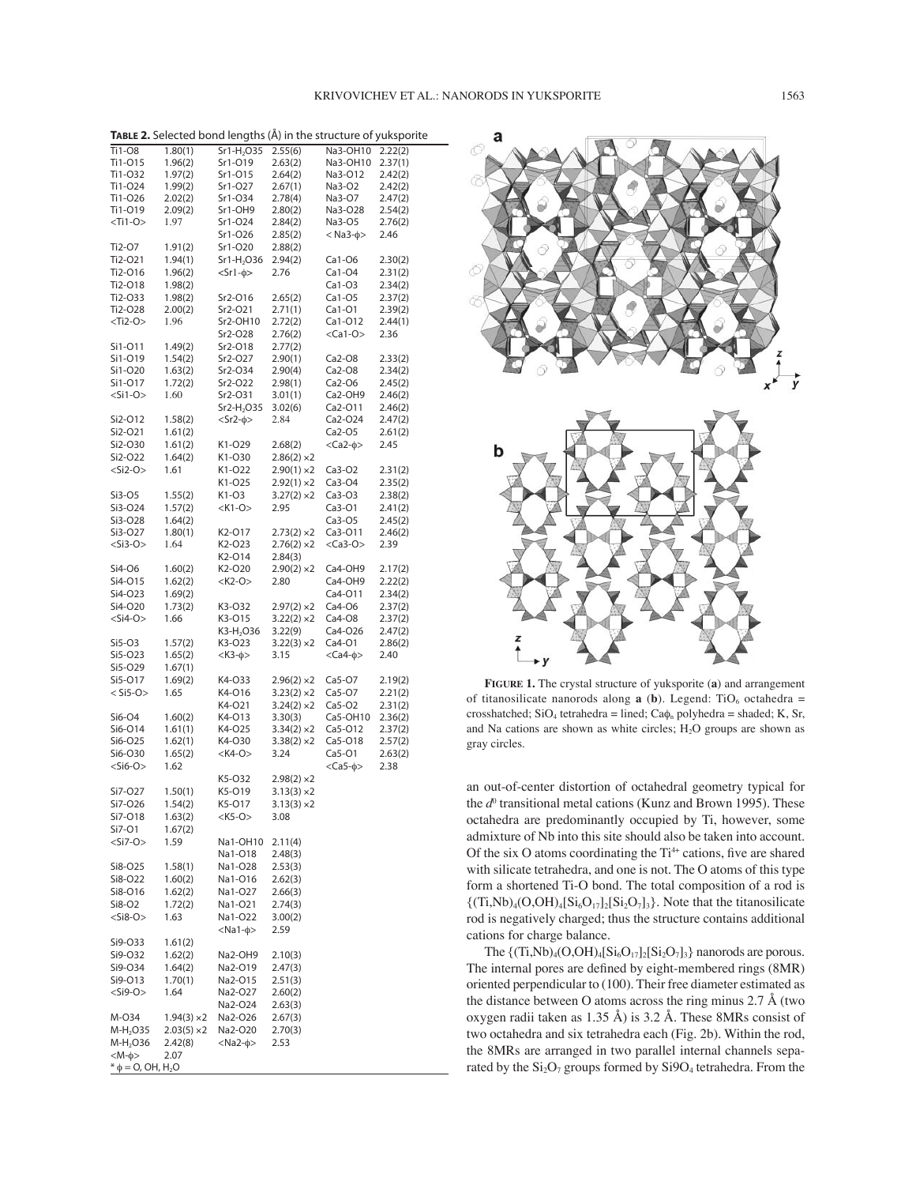**TABLE 2.** Selected bond lengths (Å) in the structure of yuksporite

| | | | | | |
|---|---|---|---|---|---|
| Ti1-O8 | 1.80(1) | Sr1-$H_2O$35 | 2.55(6) | Na3-OH10 | 2.22(2) |
| Ti1-O15 | 1.96(2) | Sr1-O19 | 2.63(2) | Na3-OH10 | 2.37(1) |
| Ti1-O32 | 1.97(2) | Sr1-O15 | 2.64(2) | Na3-O12 | 2.42(2) |
| Ti1-O24 | 1.99(2) | Sr1-O27 | 2.67(1) | Na3-O2 | 2.42(2) |
| Ti1-O26 | 2.02(2) | Sr1-O34 | 2.78(4) | Na3-O7 | 2.47(2) |
| Ti1-O19 | 2.09(2) | Sr1-OH9 | 2.80(2) | Na3-O28 | 2.54(2) |
| <Ti1-O> | 1.97 | Sr1-O24 | 2.84(2) | Na3-O5 | 2.76(2) |
| | | Sr1-O26 | 2.85(2) | <Na3-φ> | 2.46 |
| Ti2-O7 | 1.91(2) | Sr1-O20 | 2.88(2) | | |
| Ti2-O21 | 1.94(1) | Sr1-$H_2O$36 | 2.94(2) | Ca1-O6 | 2.30(2) |
| Ti2-O16 | 1.96(2) | <Sr1-φ> | 2.76 | Ca1-O4 | 2.31(2) |
| Ti2-O18 | 1.98(2) | | | Ca1-O3 | 2.34(2) |
| Ti2-O33 | 1.98(2) | Sr2-O16 | 2.65(2) | Ca1-O5 | 2.37(2) |
| Ti2-O28 | 2.00(2) | Sr2-O21 | 2.71(1) | Ca1-O1 | 2.39(2) |
| <Ti2-O> | 1.96 | Sr2-OH10 | 2.72(2) | Ca1-O12 | 2.44(1) |
| | | Sr2-O28 | 2.76(2) | <Ca1-O> | 2.36 |
| Si1-O11 | 1.49(2) | Sr2-O18 | 2.77(2) | | |
| Si1-O19 | 1.54(2) | Sr2-O27 | 2.90(1) | Ca2-O8 | 2.33(2) |
| Si1-O20 | 1.63(2) | Sr2-O34 | 2.90(4) | Ca2-O8 | 2.34(2) |
| Si1-O17 | 1.72(2) | Sr2-O22 | 2.98(1) | Ca2-O6 | 2.45(2) |
| <Si1-O> | 1.60 | Sr2-O31 | 3.01(1) | Ca2-OH9 | 2.46(2) |
| | | Sr2-$H_2O$35 | 3.02(6) | Ca2-O11 | 2.46(2) |
| Si2-O12 | 1.58(2) | <Sr2-φ> | 2.84 | Ca2-O24 | 2.47(2) |
| Si2-O21 | 1.61(2) | | | Ca2-O5 | 2.61(2) |
| Si2-O30 | 1.61(2) | K1-O29 | 2.68(2) | <Ca2-φ> | 2.45 |
| Si2-O22 | 1.64(2) | K1-O30 | 2.86(2) ×2 | | |
| <Si2-O> | 1.61 | K1-O22 | 2.90(1) ×2 | Ca3-O2 | 2.31(2) |
| | | K1-O25 | 2.92(1) ×2 | Ca3-O4 | 2.35(2) |
| Si3-O5 | 1.55(2) | K1-O3 | 3.27(2) ×2 | Ca3-O3 | 2.38(2) |
| Si3-O24 | 1.57(2) | <K1-O> | 2.95 | Ca3-O1 | 2.41(2) |
| Si3-O28 | 1.64(2) | | | Ca3-O5 | 2.45(2) |
| Si3-O27 | 1.80(1) | K2-O17 | 2.73(2) ×2 | Ca3-O11 | 2.46(2) |
| <Si3-O> | 1.64 | K2-O23 | 2.76(2) ×2 | <Ca3-O> | 2.39 |
| | | K2-O14 | 2.84(3) | | |
| Si4-O6 | 1.60(2) | K2-O20 | 2.90(2) ×2 | Ca4-OH9 | 2.17(2) |
| Si4-O15 | 1.62(2) | <K2-O> | 2.80 | Ca4-OH9 | 2.22(2) |
| Si4-O23 | 1.69(2) | | | Ca4-O11 | 2.34(2) |
| Si4-O20 | 1.73(2) | K3-O32 | 2.97(2) ×2 | Ca4-O6 | 2.37(2) |
| <Si4-O> | 1.66 | K3-O15 | 3.22(2) ×2 | Ca4-O8 | 2.37(2) |
| | | K3-$H_2O$36 | 3.22(9) | Ca4-O26 | 2.47(2) |
| Si5-O3 | 1.57(2) | K3-O23 | 3.22(3) ×2 | Ca4-O1 | 2.86(2) |
| Si5-O23 | 1.65(2) | <K3-φ> | 3.15 | <Ca4-φ> | 2.40 |
| Si5-O29 | 1.67(1) | | | | |
| Si5-O17 | 1.69(2) | K4-O33 | 2.96(2) ×2 | Ca5-O7 | 2.19(2) |
| < Si5-O> | 1.65 | K4-O16 | 3.23(2) ×2 | Ca5-O7 | 2.21(2) |
| | | K4-O21 | 3.24(2) ×2 | Ca5-O2 | 2.31(2) |
| Si6-O4 | 1.60(2) | K4-O13 | 3.30(3) | Ca5-OH10 | 2.36(2) |
| Si6-O14 | 1.61(1) | K4-O25 | 3.34(2) ×2 | Ca5-O12 | 2.37(2) |
| Si6-O25 | 1.62(1) | K4-O30 | 3.38(2) ×2 | Ca5-O18 | 2.57(2) |
| Si6-O30 | 1.65(2) | <K4-O> | 3.24 | Ca5-O1 | 2.63(2) |
| <Si6-O> | 1.62 | | | <Ca5-φ> | 2.38 |
| | | K5-O32 | 2.98(2) ×2 | | |
| Si7-O27 | 1.50(1) | K5-O19 | 3.13(3) ×2 | | |
| Si7-O26 | 1.54(2) | K5-O17 | 3.13(3) ×2 | | |
| Si7-O18 | 1.63(2) | <K5-O> | 3.08 | | |
| Si7-O1 | 1.67(2) | | | | |
| <Si7-O> | 1.59 | Na1-OH10 | 2.11(4) | | |
| | | Na1-O18 | 2.48(3) | | |
| Si8-O25 | 1.58(1) | Na1-O28 | 2.53(3) | | |
| Si8-O22 | 1.60(2) | Na1-O16 | 2.62(3) | | |
| Si8-O16 | 1.62(2) | Na1-O27 | 2.66(3) | | |
| Si8-O2 | 1.72(2) | Na1-O21 | 2.74(3) | | |
| <Si8-O> | 1.63 | Na1-O22 | 3.00(2) | | |
| | | <Na1-φ> | 2.59 | | |
| Si9-O33 | 1.61(2) | | | | |
| Si9-O32 | 1.62(2) | Na2-OH9 | 2.10(3) | | |
| Si9-O34 | 1.64(2) | Na2-O19 | 2.47(3) | | |
| Si9-O13 | 1.70(1) | Na2-O15 | 2.51(3) | | |
| <Si9-O> | 1.64 | Na2-O27 | 2.60(2) | | |
| | | Na2-O24 | 2.63(3) | | |
| M-O34 | 1.94(3) ×2 | Na2-O26 | 2.67(3) | | |
| M-$H_2O$35 | 2.03(5) ×2 | Na2-O20 | 2.70(3) | | |
| M-$H_2O$36 | 2.42(8) | <Na2-φ> | 2.53 | | |
| <M-φ> | 2.07 | | | | |

\* φ = O, OH, $H_2O$

**FIGURE 1.** The crystal structure of yuksporite (**a**) and arrangement of titanosilicate nanorods along **a** (**b**). Legend: $TiO_6$ octahedra = crosshatched; $SiO_4$ tetrahedra = lined; $Ca\phi_n$ polyhedra = shaded; K, Sr, and Na cations are shown as white circles; $H_2O$ groups are shown as gray circles.

an out-of-center distortion of octahedral geometry typical for the $d^0$ transitional metal cations (Kunz and Brown 1995). These octahedra are predominantly occupied by Ti, however, some admixture of Nb into this site should also be taken into account. Of the six O atoms coordinating the $Ti^{4+}$ cations, five are shared with silicate tetrahedra, and one is not. The O atoms of this type form a shortened Ti-O bond. The total composition of a rod is $\{(Ti,Nb)_4(O,OH)_4[Si_6O_{17}]_2[Si_2O_7]_3\}$. Note that the titanosilicate rod is negatively charged; thus the structure contains additional cations for charge balance.

The $\{(Ti,Nb)_4(O,OH)_4[Si_6O_{17}]_2[Si_2O_7]_3\}$ nanorods are porous. The internal pores are defined by eight-membered rings (8MR) oriented perpendicular to (100). Their free diameter estimated as the distance between O atoms across the ring minus 2.7 Å (two oxygen radii taken as 1.35 Å) is 3.2 Å. These 8MRs consist of two octahedra and six tetrahedra each (Fig. 2b). Within the rod, the 8MRs are arranged in two parallel internal channels separated by the $Si_2O_7$ groups formed by $Si9O_4$ tetrahedra. From the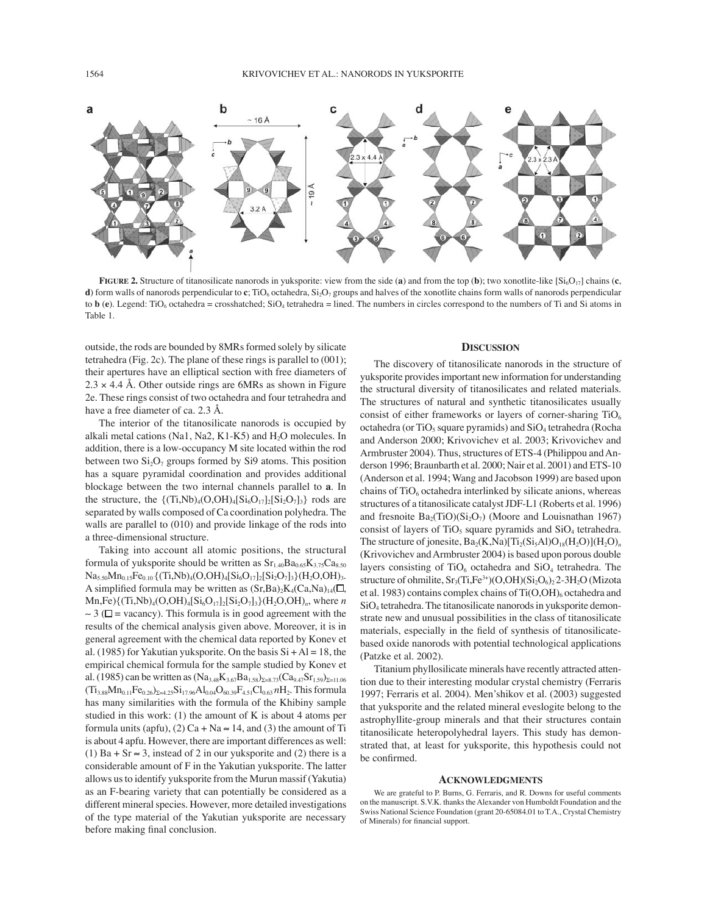**FIGURE 2.** Structure of titanosilicate nanorods in yuksporite: view from the side (**a**) and from the top (**b**); two xonotlite-like $[Si_6O_{17}]$ chains (**c**, **d**) form walls of nanorods perpendicular to **c**; $TiO_6$ octahedra, $Si_2O_7$ groups and halves of the xonotlite chains form walls of nanorods perpendicular to **b** (**e**). Legend: $TiO_6$ octahedra = crosshatched; $SiO_4$ tetrahedra = lined. The numbers in circles correspond to the numbers of Ti and Si atoms in Table 1.

outside, the rods are bounded by 8MRs formed solely by silicate tetrahedra (Fig. 2c). The plane of these rings is parallel to (001); their apertures have an elliptical section with free diameters of 2.3 × 4.4 Å. Other outside rings are 6MRs as shown in Figure 2e. These rings consist of two octahedra and four tetrahedra and have a free diameter of ca. 2.3 Å.

The interior of the titanosilicate nanorods is occupied by alkali metal cations (Na1, Na2, K1-K5) and $H_2O$ molecules. In addition, there is a low-occupancy M site located within the rod between two $Si_2O_7$ groups formed by Si9 atoms. This position has a square pyramidal coordination and provides additional blockage between the two internal channels parallel to **a**. In the structure, the $\{(Ti,Nb)_4(O,OH)_4[Si_6O_{17}]_2[Si_2O_7]_3\}$ rods are separated by walls composed of Ca coordination polyhedra. The walls are parallel to (010) and provide linkage of the rods into a three-dimensional structure.

Taking into account all atomic positions, the structural formula of yuksporite should be written as $Sr_{1.40}Ba_{0.65}K_{3.75}Ca_{8.50}Na_{5.50}Mn_{0.15}Fe_{0.10}\{(Ti,Nb)_4(O,OH)_4[Si_6O_{17}]_2[Si_2O_7]_3\}(H_2O,OH)_3$. A simplified formula may be written as $(Sr,Ba)_2K_4(Ca,Na)_{14}(\square,Mn,Fe)\{(Ti,Nb)_4(O,OH)_4[Si_6O_{17}]_2[Si_2O_7]_3\}(H_2O,OH)_n$, where $n \sim 3$ ($\square$ = vacancy). This formula is in good agreement with the results of the chemical analysis given above. Moreover, it is in general agreement with the chemical data reported by Konev et al. (1985) for Yakutian yuksporite. On the basis Si + Al = 18, the empirical chemical formula for the sample studied by Konev et al. (1985) can be written as $(Na_{3.48}K_{3.67}Ba_{1.58})_{\Sigma=8.73}(Ca_{9.47}Sr_{1.59})_{\Sigma=11.06}(Ti_{3.88}Mn_{0.11}Fe_{0.26})_{\Sigma=4.25}Si_{17.96}Al_{0.04}O_{60.39}F_{4.51}Cl_{0.63}nH_2$. This formula has many similarities with the formula of the Khibiny sample studied in this work: (1) the amount of K is about 4 atoms per formula units (apfu), (2) Ca + Na ≈ 14, and (3) the amount of Ti is about 4 apfu. However, there are important differences as well: (1) Ba + Sr ≈ 3, instead of 2 in our yuksporite and (2) there is a considerable amount of F in the Yakutian yuksporite. The latter allows us to identify yuksporite from the Murun massif (Yakutia) as an F-bearing variety that can potentially be considered as a different mineral species. However, more detailed investigations of the type material of the Yakutian yuksporite are necessary before making final conclusion.

## DISCUSSION

The discovery of titanosilicate nanorods in the structure of yuksporite provides important new information for understanding the structural diversity of titanosilicates and related materials. The structures of natural and synthetic titanosilicates usually consist of either frameworks or layers of corner-sharing $TiO_6$ octahedra (or $TiO_5$ square pyramids) and $SiO_4$ tetrahedra (Rocha and Anderson 2000; Krivovichev et al. 2003; Krivovichev and Armbruster 2004). Thus, structures of ETS-4 (Philippou and Anderson 1996; Braunbarth et al. 2000; Nair et al. 2001) and ETS-10 (Anderson et al. 1994; Wang and Jacobson 1999) are based upon chains of $TiO_6$ octahedra interlinked by silicate anions, whereas structures of a titanosilicate catalyst JDF-L1 (Roberts et al. 1996) and fresnoite $Ba_2(TiO)(Si_2O_7)$ (Moore and Louisnathan 1967) consist of layers of $TiO_5$ square pyramids and $SiO_4$ tetrahedra. The structure of jonesite, $Ba_2(K,Na)[Ti_2(Si_5Al)O_{18}(H_2O)](H_2O)_n$ (Krivovichev and Armbruster 2004) is based upon porous double layers consisting of $TiO_6$ octahedra and $SiO_4$ tetrahedra. The structure of ohmilite, $Sr_3(Ti,Fe^{3+})(O,OH)(Si_2O_6)_2·2\text{-}3H_2O$ (Mizota et al. 1983) contains complex chains of $Ti(O,OH)_6$ octahedra and $SiO_4$ tetrahedra. The titanosilicate nanorods in yuksporite demonstrate new and unusual possibilities in the class of titanosilicate materials, especially in the field of synthesis of titanosilicate-based oxide nanorods with potential technological applications (Patzke et al. 2002).

Titanium phyllosilicate minerals have recently attracted attention due to their interesting modular crystal chemistry (Ferraris 1997; Ferraris et al. 2004). Men'shikov et al. (2003) suggested that yuksporite and the related mineral eveslogite belong to the astrophyllite-group minerals and that their structures contain titanosilicate heteropolyhedral layers. This study has demonstrated that, at least for yuksporite, this hypothesis could not be confirmed.

## ACKNOWLEDGMENTS

We are grateful to P. Burns, G. Ferraris, and R. Downs for useful comments on the manuscript. S.V.K. thanks the Alexander von Humboldt Foundation and the Swiss National Science Foundation (grant 20-65084.01 to T.A., Crystal Chemistry of Minerals) for financial support.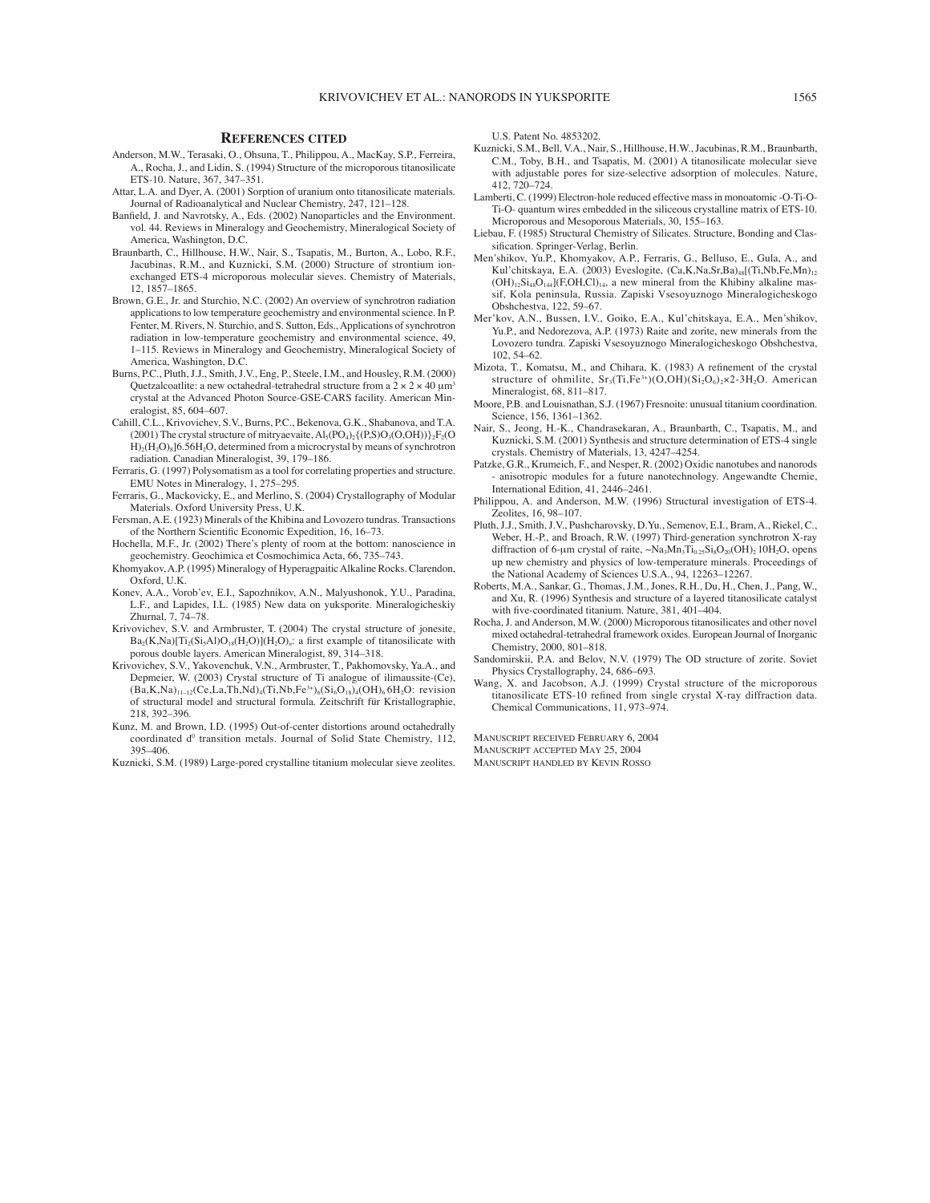## REFERENCES CITED

Anderson, M.W., Terasaki, O., Ohsuna, T., Philippou, A., MacKay, S.P., Ferreira, A., Rocha, J., and Lidin, S. (1994) Structure of the microporous titanosilicate ETS-10. Nature, 367, 347–351.

Attar, L.A. and Dyer, A. (2001) Sorption of uranium onto titanosilicate materials. Journal of Radioanalytical and Nuclear Chemistry, 247, 121–128.

Banfield, J. and Navrotsky, A., Eds. (2002) Nanoparticles and the Environment. vol. 44. Reviews in Mineralogy and Geochemistry, Mineralogical Society of America, Washington, D.C.

Braunbarth, C., Hillhouse, H.W., Nair, S., Tsapatis, M., Burton, A., Lobo, R.F., Jacubinas, R.M., and Kuznicki, S.M. (2000) Structure of strontium ion-exchanged ETS-4 microporous molecular sieves. Chemistry of Materials, 12, 1857–1865.

Brown, G.E., Jr. and Sturchio, N.C. (2002) An overview of synchrotron radiation applications to low temperature geochemistry and environmental science. In P. Fenter, M. Rivers, N. Sturchio, and S. Sutton, Eds., Applications of synchrotron radiation in low-temperature geochemistry and environmental science, 49, 1–115. Reviews in Mineralogy and Geochemistry, Mineralogical Society of America, Washington, D.C.

Burns, P.C., Pluth, J.J., Smith, J.V., Eng, P., Steele, I.M., and Housley, R.M. (2000) Quetzalcoatlite: a new octahedral-tetrahedral structure from a $2 \times 2 \times 40$ μm$^3$ crystal at the Advanced Photon Source-GSE-CARS facility. American Mineralogist, 85, 604–607.

Cahill, C.L., Krivovichev, S.V., Burns, P.C., Bekenova, G.K., Shabanova, and T.A. (2001) The crystal structure of mitryaevaite, $Al_5(PO_4)_2\{(P,S)O_3(O,OH)\}_2F_2(OH)_2(H_2O)_8]6.56H_2O$, determined from a microcrystal by means of synchrotron radiation. Canadian Mineralogist, 39, 179–186.

Ferraris, G. (1997) Polysomatism as a tool for correlating properties and structure. EMU Notes in Mineralogy, 1, 275–295.

Ferraris, G., Mackovicky, E., and Merlino, S. (2004) Crystallography of Modular Materials. Oxford University Press, U.K.

Fersman, A.E. (1923) Minerals of the Khibina and Lovozero tundras. Transactions of the Northern Scientific Economic Expedition, 16, 16–73.

Hochella, M.F., Jr. (2002) There's plenty of room at the bottom: nanoscience in geochemistry. Geochimica et Cosmochimica Acta, 66, 735–743.

Khomyakov, A.P. (1995) Mineralogy of Hyperagpaitic Alkaline Rocks. Clarendon, Oxford, U.K.

Konev, A.A., Vorob'ev, E.I., Sapozhnikov, A.N., Malyushonok, Y.U., Paradina, L.F., and Lapides, I.L. (1985) New data on yuksporite. Mineralogicheskiy Zhurnal, 7, 74–78.

Krivovichev, S.V. and Armbruster, T. (2004) The crystal structure of jonesite, $Ba_2(K,Na)[Ti_2(Si_5Al)O_{18}(H_2O)](H_2O)_n$: a first example of titanosilicate with porous double layers. American Mineralogist, 89, 314–318.

Krivovichev, S.V., Yakovenchuk, V.N., Armbruster, T., Pakhomovsky, Ya.A., and Depmeier, W. (2003) Crystal structure of Ti analogue of ilimaussite-(Ce), $(Ba,K,Na)_{11-12}(Ce,La,Th,Nd)_4(Ti,Nb,Fe^{3+})_6(Si_6O_{18})_4(OH)_6 6H_2O$: revision of structural model and structural formula. Zeitschrift für Kristallographie, 218, 392–396.

Kunz, M. and Brown, I.D. (1995) Out-of-center distortions around octahedrally coordinated $d^0$ transition metals. Journal of Solid State Chemistry, 112, 395–406.

Kuznicki, S.M. (1989) Large-pored crystalline titanium molecular sieve zeolites. U.S. Patent No. 4853202.

Kuznicki, S.M., Bell, V.A., Nair, S., Hillhouse, H.W., Jacubinas, R.M., Braunbarth, C.M., Toby, B.H., and Tsapatis, M. (2001) A titanosilicate molecular sieve with adjustable pores for size-selective adsorption of molecules. Nature, 412, 720–724.

Lamberti, C. (1999) Electron-hole reduced effective mass in monoatomic -O-Ti-O-Ti-O- quantum wires embedded in the siliceous crystalline matrix of ETS-10. Microporous and Mesoporous Materials, 30, 155–163.

Liebau, F. (1985) Structural Chemistry of Silicates. Structure, Bonding and Classification. Springer-Verlag, Berlin.

Men'shikov, Yu.P., Khomyakov, A.P., Ferraris, G., Belluso, E., Gula, A., and Kul'chitskaya, E.A. (2003) Eveslogite, $(Ca,K,Na,Sr,Ba)_{48}[(Ti,Nb,Fe,Mn)_{12}(OH)_{12}Si_{48}O_{144}](F,OH,Cl)_{14}$, a new mineral from the Khibiny alkaline massif, Kola peninsula, Russia. Zapiski Vsesoyuznogo Mineralogicheskogo Obshchestva, 122, 59–67.

Mer'kov, A.N., Bussen, I.V., Goiko, E.A., Kul'chitskaya, E.A., Men'shikov, Yu.P., and Nedorezova, A.P. (1973) Raite and zorite, new minerals from the Lovozero tundra. Zapiski Vsesoyuznogo Mineralogicheskogo Obshchestva, 102, 54–62.

Mizota, T., Komatsu, M., and Chihara, K. (1983) A refinement of the crystal structure of ohmilite, $Sr_3(Ti,Fe^{3+})(O,OH)(Si_2O_6)_2{\times}2\text{-}3H_2O$. American Mineralogist, 68, 811–817.

Moore, P.B. and Louisnathan, S.J. (1967) Fresnoite: unusual titanium coordination. Science, 156, 1361–1362.

Nair, S., Jeong, H.-K., Chandrasekaran, A., Braunbarth, C., Tsapatis, M., and Kuznicki, S.M. (2001) Synthesis and structure determination of ETS-4 single crystals. Chemistry of Materials, 13, 4247–4254.

Patzke, G.R., Krumeich, F., and Nesper, R. (2002) Oxidic nanotubes and nanorods - anisotropic modules for a future nanotechnology. Angewandte Chemie, International Edition, 41, 2446–2461.

Philippou, A. and Anderson, M.W. (1996) Structural investigation of ETS-4. Zeolites, 16, 98–107.

Pluth, J.J., Smith, J.V., Pushcharovsky, D.Yu., Semenov, E.I., Bram, A., Riekel, C., Weber, H.-P., and Broach, R.W. (1997) Third-generation synchrotron X-ray diffraction of 6-μm crystal of raite, $\sim Na_3Mn_3Ti_{0.25}Si_8O_{20}(OH)_2 10H_2O$, opens up new chemistry and physics of low-temperature minerals. Proceedings of the National Academy of Sciences U.S.A., 94, 12263–12267.

Roberts, M.A., Sankar, G., Thomas, J.M., Jones, R.H., Du, H., Chen, J., Pang, W., and Xu, R. (1996) Synthesis and structure of a layered titanosilicate catalyst with five-coordinated titanium. Nature, 381, 401–404.

Rocha, J. and Anderson, M.W. (2000) Microporous titanosilicates and other novel mixed octahedral-tetrahedral framework oxides. European Journal of Inorganic Chemistry, 2000, 801–818.

Sandomirskii, P.A. and Belov, N.V. (1979) The OD structure of zorite. Soviet Physics Crystallography, 24, 686–693.

Wang, X. and Jacobson, A.J. (1999) Crystal structure of the microporous titanosilicate ETS-10 refined from single crystal X-ray diffraction data. Chemical Communications, 11, 973–974.

MANUSCRIPT RECEIVED FEBRUARY 6, 2004
MANUSCRIPT ACCEPTED MAY 25, 2004
MANUSCRIPT HANDLED BY KEVIN ROSSO